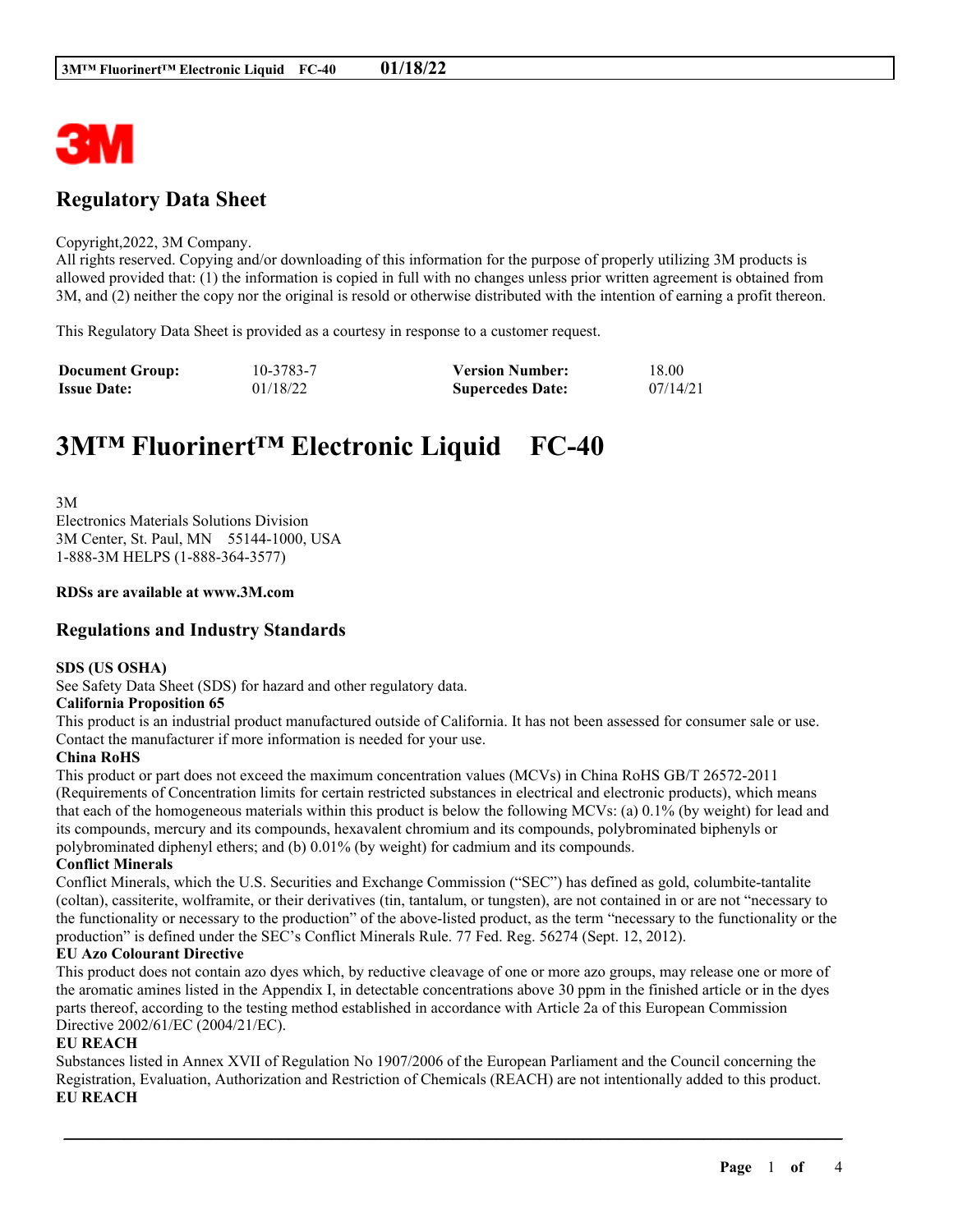## Regulatory Data Sheet

Copyright,2022, 3M Company.
All rights reserved. Copying and/or downloading of this information for the purpose of properly utilizing 3M products is allowed provided that: (1) the information is copied in full with no changes unless prior written agreement is obtained from 3M, and (2) neither the copy nor the original is resold or otherwise distributed with the intention of earning a profit thereon.

This Regulatory Data Sheet is provided as a courtesy in response to a customer request.

| **Document Group:** | 10-3783-7 | **Version Number:** | 18.00 |
|---|---|---|---|
| **Issue Date:** | 01/18/22 | **Supercedes Date:** | 07/14/21 |

# 3M™ Fluorinert™ Electronic Liquid FC-40

3M
Electronics Materials Solutions Division
3M Center, St. Paul, MN 55144-1000, USA
1-888-3M HELPS (1-888-364-3577)

**RDSs are available at www.3M.com**

## Regulations and Industry Standards

**SDS (US OSHA)**
See Safety Data Sheet (SDS) for hazard and other regulatory data.

**California Proposition 65**
This product is an industrial product manufactured outside of California. It has not been assessed for consumer sale or use. Contact the manufacturer if more information is needed for your use.

**China RoHS**
This product or part does not exceed the maximum concentration values (MCVs) in China RoHS GB/T 26572-2011 (Requirements of Concentration limits for certain restricted substances in electrical and electronic products), which means that each of the homogeneous materials within this product is below the following MCVs: (a) 0.1% (by weight) for lead and its compounds, mercury and its compounds, hexavalent chromium and its compounds, polybrominated biphenyls or polybrominated diphenyl ethers; and (b) 0.01% (by weight) for cadmium and its compounds.

**Conflict Minerals**
Conflict Minerals, which the U.S. Securities and Exchange Commission ("SEC") has defined as gold, columbite-tantalite (coltan), cassiterite, wolframite, or their derivatives (tin, tantalum, or tungsten), are not contained in or are not "necessary to the functionality or necessary to the production" of the above-listed product, as the term "necessary to the functionality or the production" is defined under the SEC's Conflict Minerals Rule. 77 Fed. Reg. 56274 (Sept. 12, 2012).

**EU Azo Colourant Directive**
This product does not contain azo dyes which, by reductive cleavage of one or more azo groups, may release one or more of the aromatic amines listed in the Appendix I, in detectable concentrations above 30 ppm in the finished article or in the dyes parts thereof, according to the testing method established in accordance with Article 2a of this European Commission Directive 2002/61/EC (2004/21/EC).

**EU REACH**
Substances listed in Annex XVII of Regulation No 1907/2006 of the European Parliament and the Council concerning the Registration, Evaluation, Authorization and Restriction of Chemicals (REACH) are not intentionally added to this product.

**EU REACH**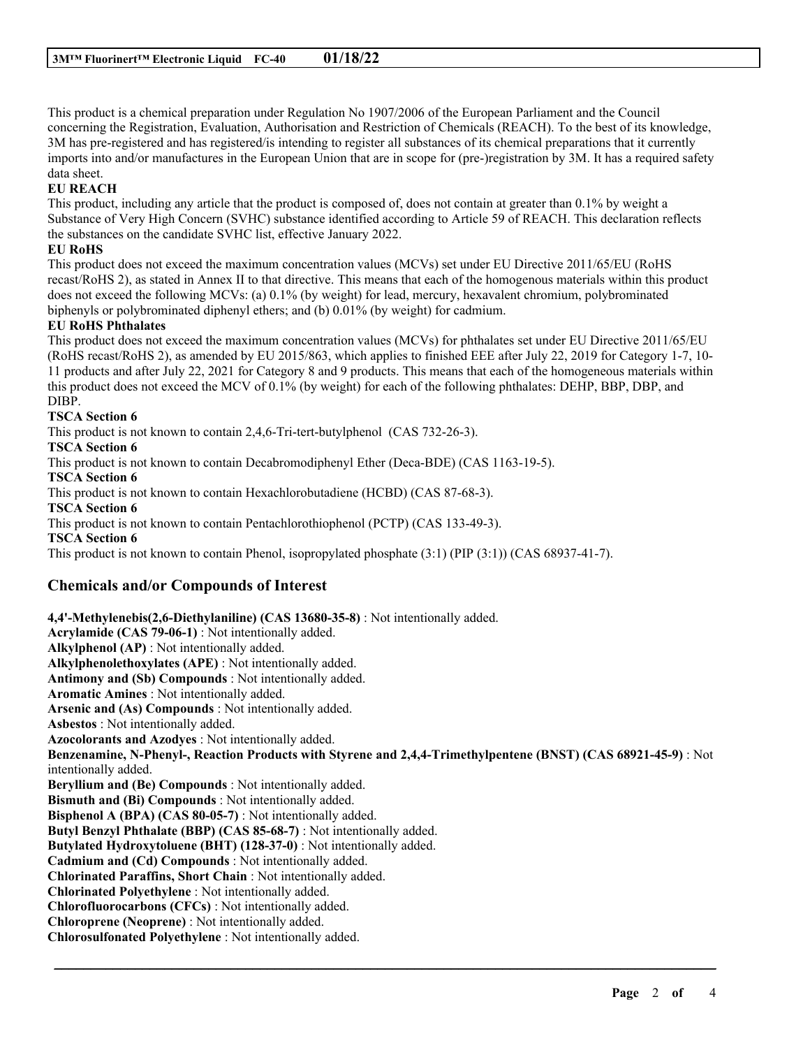This product is a chemical preparation under Regulation No 1907/2006 of the European Parliament and the Council concerning the Registration, Evaluation, Authorisation and Restriction of Chemicals (REACH). To the best of its knowledge, 3M has pre-registered and has registered/is intending to register all substances of its chemical preparations that it currently imports into and/or manufactures in the European Union that are in scope for (pre-)registration by 3M. It has a required safety data sheet.

**EU REACH**

This product, including any article that the product is composed of, does not contain at greater than 0.1% by weight a Substance of Very High Concern (SVHC) substance identified according to Article 59 of REACH. This declaration reflects the substances on the candidate SVHC list, effective January 2022.

**EU RoHS**

This product does not exceed the maximum concentration values (MCVs) set under EU Directive 2011/65/EU (RoHS recast/RoHS 2), as stated in Annex II to that directive. This means that each of the homogenous materials within this product does not exceed the following MCVs: (a) 0.1% (by weight) for lead, mercury, hexavalent chromium, polybrominated biphenyls or polybrominated diphenyl ethers; and (b) 0.01% (by weight) for cadmium.

**EU RoHS Phthalates**

This product does not exceed the maximum concentration values (MCVs) for phthalates set under EU Directive 2011/65/EU (RoHS recast/RoHS 2), as amended by EU 2015/863, which applies to finished EEE after July 22, 2019 for Category 1-7, 10-11 products and after July 22, 2021 for Category 8 and 9 products. This means that each of the homogeneous materials within this product does not exceed the MCV of 0.1% (by weight) for each of the following phthalates: DEHP, BBP, DBP, and DIBP.

**TSCA Section 6**

This product is not known to contain 2,4,6-Tri-tert-butylphenol (CAS 732-26-3).

**TSCA Section 6**

This product is not known to contain Decabromodiphenyl Ether (Deca-BDE) (CAS 1163-19-5).

**TSCA Section 6**

This product is not known to contain Hexachlorobutadiene (HCBD) (CAS 87-68-3).

**TSCA Section 6**

This product is not known to contain Pentachlorothiophenol (PCTP) (CAS 133-49-3).

**TSCA Section 6**

This product is not known to contain Phenol, isopropylated phosphate (3:1) (PIP (3:1)) (CAS 68937-41-7).

## Chemicals and/or Compounds of Interest

**4,4'-Methylenebis(2,6-Diethylaniline) (CAS 13680-35-8)** : Not intentionally added.
**Acrylamide (CAS 79-06-1)** : Not intentionally added.
**Alkylphenol (AP)** : Not intentionally added.
**Alkylphenolethoxylates (APE)** : Not intentionally added.
**Antimony and (Sb) Compounds** : Not intentionally added.
**Aromatic Amines** : Not intentionally added.
**Arsenic and (As) Compounds** : Not intentionally added.
**Asbestos** : Not intentionally added.
**Azocolorants and Azodyes** : Not intentionally added.
**Benzenamine, N-Phenyl-, Reaction Products with Styrene and 2,4,4-Trimethylpentene (BNST) (CAS 68921-45-9)** : Not intentionally added.
**Beryllium and (Be) Compounds** : Not intentionally added.
**Bismuth and (Bi) Compounds** : Not intentionally added.
**Bisphenol A (BPA) (CAS 80-05-7)** : Not intentionally added.
**Butyl Benzyl Phthalate (BBP) (CAS 85-68-7)** : Not intentionally added.
**Butylated Hydroxytoluene (BHT) (128-37-0)** : Not intentionally added.
**Cadmium and (Cd) Compounds** : Not intentionally added.
**Chlorinated Paraffins, Short Chain** : Not intentionally added.
**Chlorinated Polyethylene** : Not intentionally added.
**Chlorofluorocarbons (CFCs)** : Not intentionally added.
**Chloroprene (Neoprene)** : Not intentionally added.
**Chlorosulfonated Polyethylene** : Not intentionally added.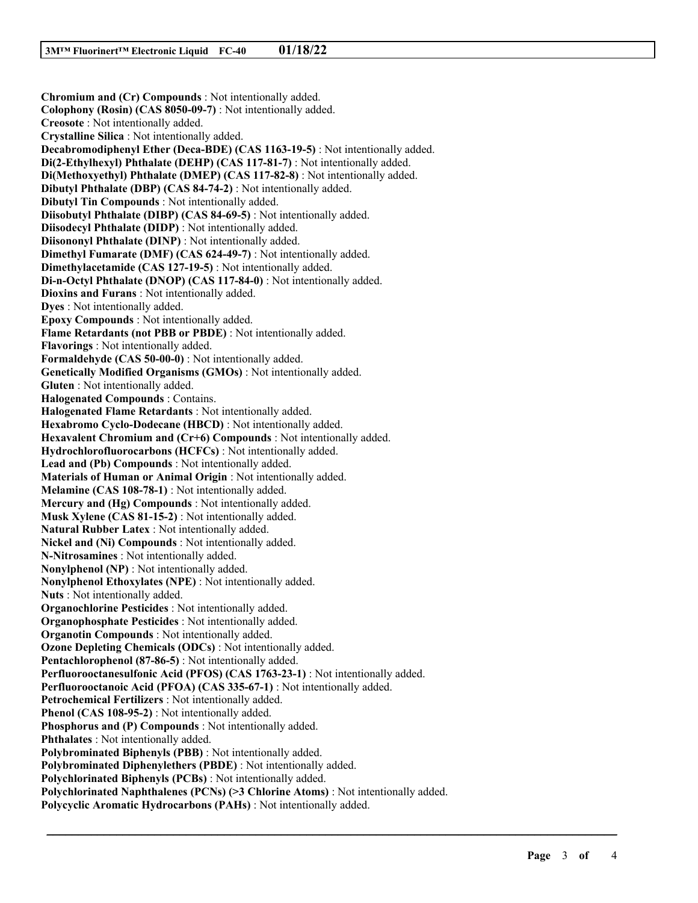**Chromium and (Cr) Compounds** : Not intentionally added.
**Colophony (Rosin) (CAS 8050-09-7)** : Not intentionally added.
**Creosote** : Not intentionally added.
**Crystalline Silica** : Not intentionally added.
**Decabromodiphenyl Ether (Deca-BDE) (CAS 1163-19-5)** : Not intentionally added.
**Di(2-Ethylhexyl) Phthalate (DEHP) (CAS 117-81-7)** : Not intentionally added.
**Di(Methoxyethyl) Phthalate (DMEP) (CAS 117-82-8)** : Not intentionally added.
**Dibutyl Phthalate (DBP) (CAS 84-74-2)** : Not intentionally added.
**Dibutyl Tin Compounds** : Not intentionally added.
**Diisobutyl Phthalate (DIBP) (CAS 84-69-5)** : Not intentionally added.
**Diisodecyl Phthalate (DIDP)** : Not intentionally added.
**Diisononyl Phthalate (DINP)** : Not intentionally added.
**Dimethyl Fumarate (DMF) (CAS 624-49-7)** : Not intentionally added.
**Dimethylacetamide (CAS 127-19-5)** : Not intentionally added.
**Di-n-Octyl Phthalate (DNOP) (CAS 117-84-0)** : Not intentionally added.
**Dioxins and Furans** : Not intentionally added.
**Dyes** : Not intentionally added.
**Epoxy Compounds** : Not intentionally added.
**Flame Retardants (not PBB or PBDE)** : Not intentionally added.
**Flavorings** : Not intentionally added.
**Formaldehyde (CAS 50-00-0)** : Not intentionally added.
**Genetically Modified Organisms (GMOs)** : Not intentionally added.
**Gluten** : Not intentionally added.
**Halogenated Compounds** : Contains.
**Halogenated Flame Retardants** : Not intentionally added.
**Hexabromo Cyclo-Dodecane (HBCD)** : Not intentionally added.
**Hexavalent Chromium and (Cr+6) Compounds** : Not intentionally added.
**Hydrochlorofluorocarbons (HCFCs)** : Not intentionally added.
**Lead and (Pb) Compounds** : Not intentionally added.
**Materials of Human or Animal Origin** : Not intentionally added.
**Melamine (CAS 108-78-1)** : Not intentionally added.
**Mercury and (Hg) Compounds** : Not intentionally added.
**Musk Xylene (CAS 81-15-2)** : Not intentionally added.
**Natural Rubber Latex** : Not intentionally added.
**Nickel and (Ni) Compounds** : Not intentionally added.
**N-Nitrosamines** : Not intentionally added.
**Nonylphenol (NP)** : Not intentionally added.
**Nonylphenol Ethoxylates (NPE)** : Not intentionally added.
**Nuts** : Not intentionally added.
**Organochlorine Pesticides** : Not intentionally added.
**Organophosphate Pesticides** : Not intentionally added.
**Organotin Compounds** : Not intentionally added.
**Ozone Depleting Chemicals (ODCs)** : Not intentionally added.
**Pentachlorophenol (87-86-5)** : Not intentionally added.
**Perfluorooctanesulfonic Acid (PFOS) (CAS 1763-23-1)** : Not intentionally added.
**Perfluorooctanoic Acid (PFOA) (CAS 335-67-1)** : Not intentionally added.
**Petrochemical Fertilizers** : Not intentionally added.
**Phenol (CAS 108-95-2)** : Not intentionally added.
**Phosphorus and (P) Compounds** : Not intentionally added.
**Phthalates** : Not intentionally added.
**Polybrominated Biphenyls (PBB)** : Not intentionally added.
**Polybrominated Diphenylethers (PBDE)** : Not intentionally added.
**Polychlorinated Biphenyls (PCBs)** : Not intentionally added.
**Polychlorinated Naphthalenes (PCNs) (>3 Chlorine Atoms)** : Not intentionally added.
**Polycyclic Aromatic Hydrocarbons (PAHs)** : Not intentionally added.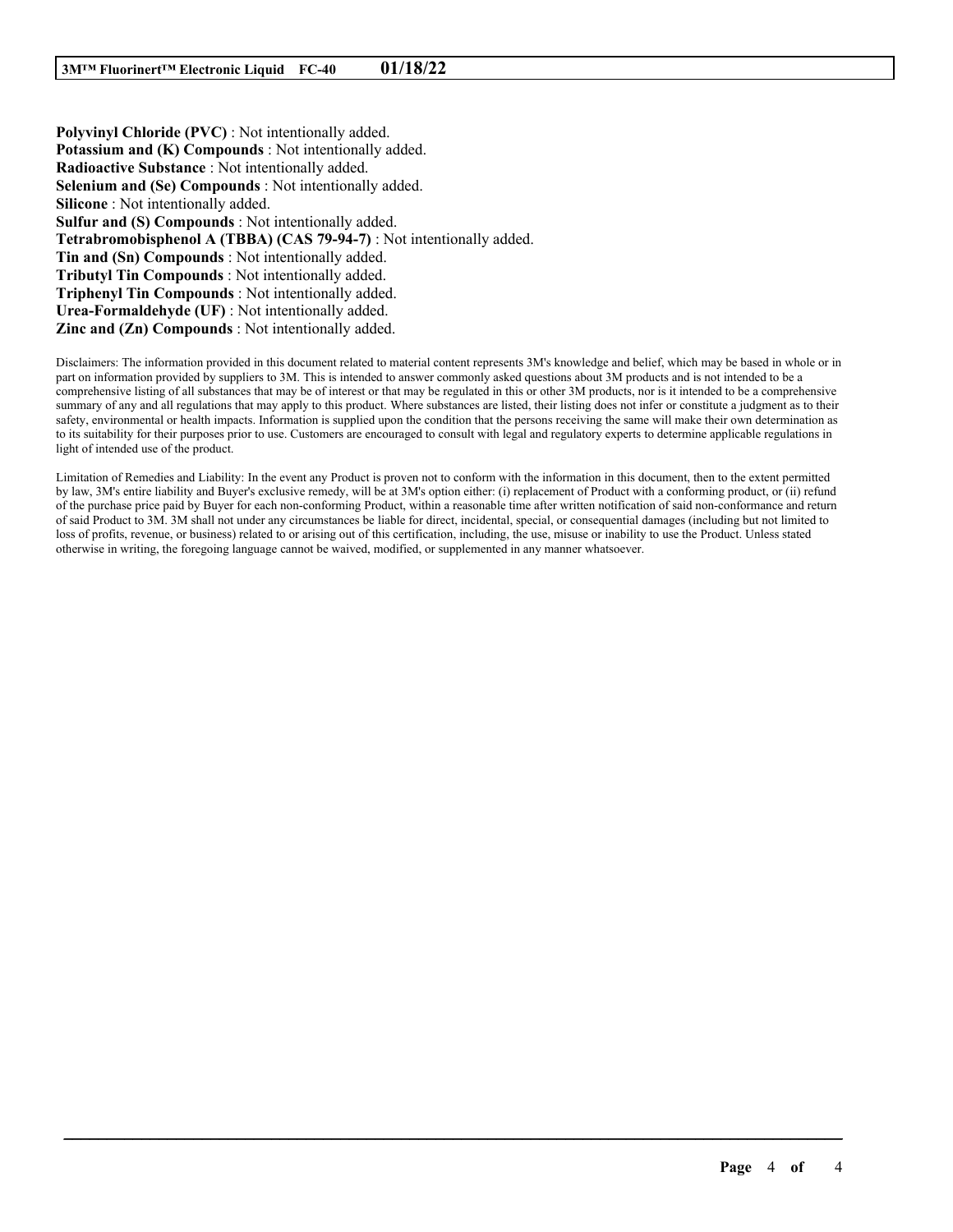**Polyvinyl Chloride (PVC)** : Not intentionally added.
**Potassium and (K) Compounds** : Not intentionally added.
**Radioactive Substance** : Not intentionally added.
**Selenium and (Se) Compounds** : Not intentionally added.
**Silicone** : Not intentionally added.
**Sulfur and (S) Compounds** : Not intentionally added.
**Tetrabromobisphenol A (TBBA) (CAS 79-94-7)** : Not intentionally added.
**Tin and (Sn) Compounds** : Not intentionally added.
**Tributyl Tin Compounds** : Not intentionally added.
**Triphenyl Tin Compounds** : Not intentionally added.
**Urea-Formaldehyde (UF)** : Not intentionally added.
**Zinc and (Zn) Compounds** : Not intentionally added.

Disclaimers: The information provided in this document related to material content represents 3M's knowledge and belief, which may be based in whole or in part on information provided by suppliers to 3M. This is intended to answer commonly asked questions about 3M products and is not intended to be a comprehensive listing of all substances that may be of interest or that may be regulated in this or other 3M products, nor is it intended to be a comprehensive summary of any and all regulations that may apply to this product. Where substances are listed, their listing does not infer or constitute a judgment as to their safety, environmental or health impacts. Information is supplied upon the condition that the persons receiving the same will make their own determination as to its suitability for their purposes prior to use. Customers are encouraged to consult with legal and regulatory experts to determine applicable regulations in light of intended use of the product.

Limitation of Remedies and Liability: In the event any Product is proven not to conform with the information in this document, then to the extent permitted by law, 3M's entire liability and Buyer's exclusive remedy, will be at 3M's option either: (i) replacement of Product with a conforming product, or (ii) refund of the purchase price paid by Buyer for each non-conforming Product, within a reasonable time after written notification of said non-conformance and return of said Product to 3M. 3M shall not under any circumstances be liable for direct, incidental, special, or consequential damages (including but not limited to loss of profits, revenue, or business) related to or arising out of this certification, including, the use, misuse or inability to use the Product. Unless stated otherwise in writing, the foregoing language cannot be waived, modified, or supplemented in any manner whatsoever.